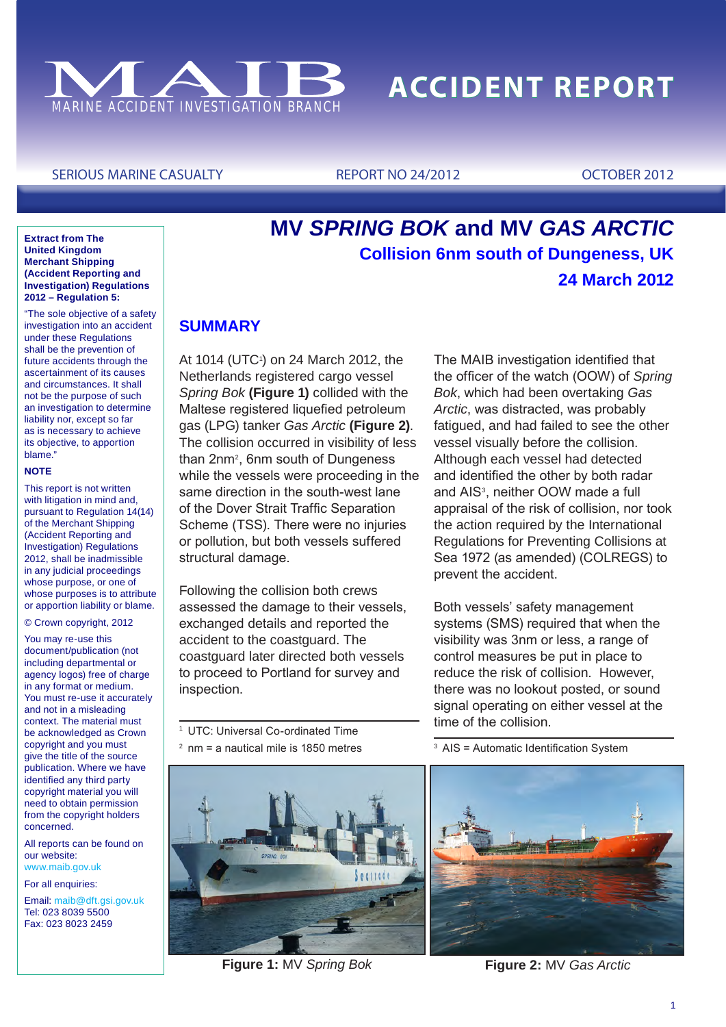# MAIB — MARINE ACCIDENT INVESTIGATION BRANCH

# ACCIDENT REPORT

SERIOUS MARINE CASUALTY | REPORT NO 24/2012 | OCTOBER 2012

**Extract from The United Kingdom Merchant Shipping (Accident Reporting and Investigation) Regulations 2012 – Regulation 5:**

"The sole objective of a safety investigation into an accident under these Regulations shall be the prevention of future accidents through the ascertainment of its causes and circumstances. It shall not be the purpose of such an investigation to determine liability nor, except so far as is necessary to achieve its objective, to apportion blame."

**NOTE**

This report is not written with litigation in mind and, pursuant to Regulation 14(14) of the Merchant Shipping (Accident Reporting and Investigation) Regulations 2012, shall be inadmissible in any judicial proceedings whose purpose, or one of whose purposes is to attribute or apportion liability or blame.

© Crown copyright, 2012

You may re-use this document/publication (not including departmental or agency logos) free of charge in any format or medium. You must re-use it accurately and not in a misleading context. The material must be acknowledged as Crown copyright and you must give the title of the source publication. Where we have identified any third party copyright material you will need to obtain permission from the copyright holders concerned.

All reports can be found on our website: www.maib.gov.uk

For all enquiries:

Email: maib@dft.gsi.gov.uk
Tel: 023 8039 5500
Fax: 023 8023 2459

# MV *SPRING BOK* and MV *GAS ARCTIC*

## Collision 6nm south of Dungeness, UK

## 24 March 2012

## SUMMARY

At 1014 (UTC[1]) on 24 March 2012, the Netherlands registered cargo vessel *Spring Bok* **(Figure 1)** collided with the Maltese registered liquefied petroleum gas (LPG) tanker *Gas Arctic* **(Figure 2)**. The collision occurred in visibility of less than 2nm[2], 6nm south of Dungeness while the vessels were proceeding in the same direction in the south-west lane of the Dover Strait Traffic Separation Scheme (TSS). There were no injuries or pollution, but both vessels suffered structural damage.

Following the collision both crews assessed the damage to their vessels, exchanged details and reported the accident to the coastguard. The coastguard later directed both vessels to proceed to Portland for survey and inspection.

The MAIB investigation identified that the officer of the watch (OOW) of *Spring Bok*, which had been overtaking *Gas Arctic*, was distracted, was probably fatigued, and had failed to see the other vessel visually before the collision. Although each vessel had detected and identified the other by both radar and AIS[3], neither OOW made a full appraisal of the risk of collision, nor took the action required by the International Regulations for Preventing Collisions at Sea 1972 (as amended) (COLREGS) to prevent the accident.

Both vessels' safety management systems (SMS) required that when the visibility was 3nm or less, a range of control measures be put in place to reduce the risk of collision. However, there was no lookout posted, or sound signal operating on either vessel at the time of the collision.

---

[1] UTC: Universal Co-ordinated Time

[2] nm = a nautical mile is 1850 metres

[3] AIS = Automatic Identification System

**Figure 1:** MV *Spring Bok*

**Figure 2:** MV *Gas Arctic*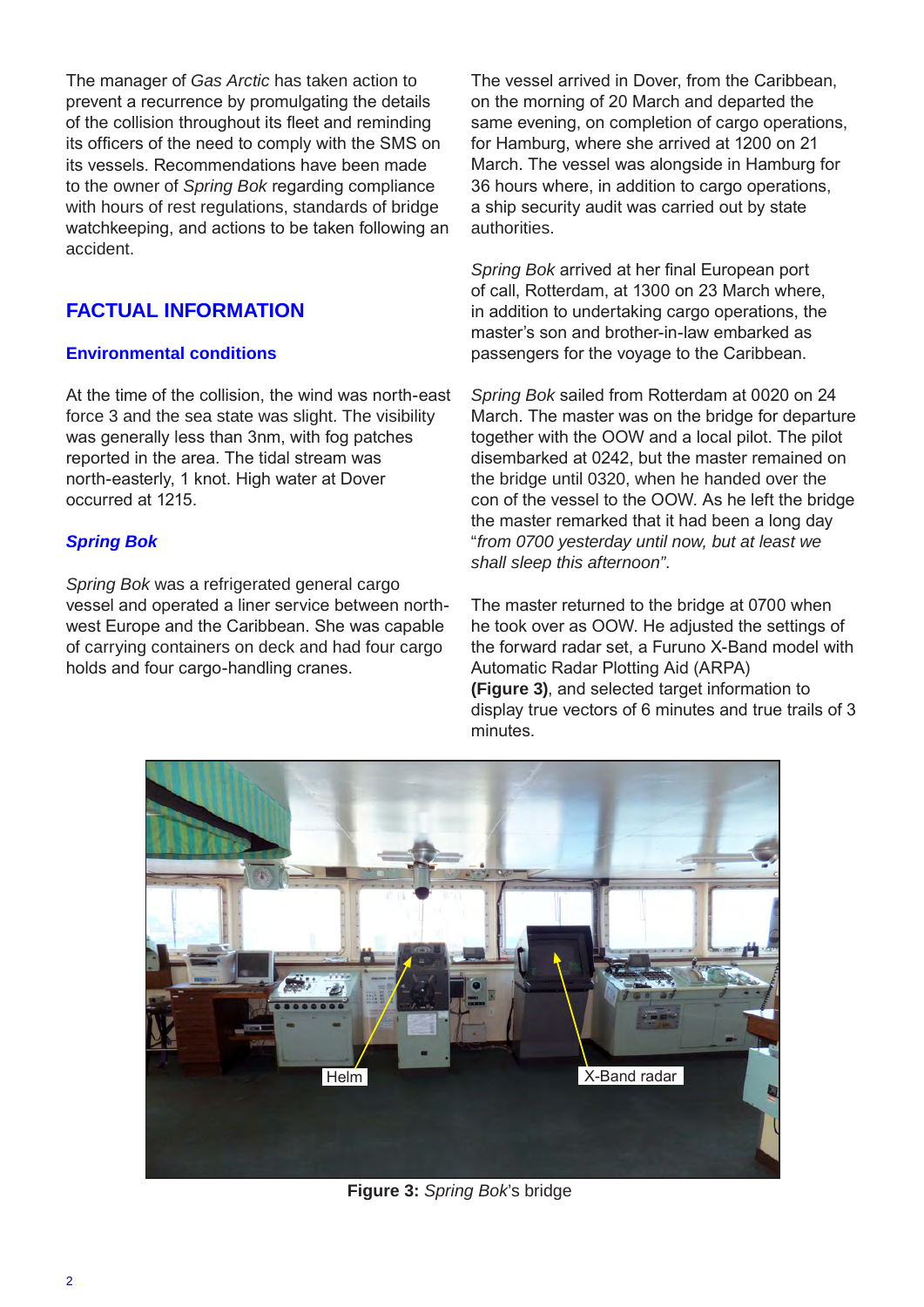The manager of *Gas Arctic* has taken action to prevent a recurrence by promulgating the details of the collision throughout its fleet and reminding its officers of the need to comply with the SMS on its vessels. Recommendations have been made to the owner of *Spring Bok* regarding compliance with hours of rest regulations, standards of bridge watchkeeping, and actions to be taken following an accident.

## FACTUAL INFORMATION

### Environmental conditions

At the time of the collision, the wind was north-east force 3 and the sea state was slight. The visibility was generally less than 3nm, with fog patches reported in the area. The tidal stream was north-easterly, 1 knot. High water at Dover occurred at 1215.

### *Spring Bok*

*Spring Bok* was a refrigerated general cargo vessel and operated a liner service between north-west Europe and the Caribbean. She was capable of carrying containers on deck and had four cargo holds and four cargo-handling cranes.

The vessel arrived in Dover, from the Caribbean, on the morning of 20 March and departed the same evening, on completion of cargo operations, for Hamburg, where she arrived at 1200 on 21 March. The vessel was alongside in Hamburg for 36 hours where, in addition to cargo operations, a ship security audit was carried out by state authorities.

*Spring Bok* arrived at her final European port of call, Rotterdam, at 1300 on 23 March where, in addition to undertaking cargo operations, the master's son and brother-in-law embarked as passengers for the voyage to the Caribbean.

*Spring Bok* sailed from Rotterdam at 0020 on 24 March. The master was on the bridge for departure together with the OOW and a local pilot. The pilot disembarked at 0242, but the master remained on the bridge until 0320, when he handed over the con of the vessel to the OOW. As he left the bridge the master remarked that it had been a long day "*from 0700 yesterday until now, but at least we shall sleep this afternoon"*.

The master returned to the bridge at 0700 when he took over as OOW. He adjusted the settings of the forward radar set, a Furuno X-Band model with Automatic Radar Plotting Aid (ARPA) **(Figure 3)**, and selected target information to display true vectors of 6 minutes and true trails of 3 minutes.

Helm

X-Band radar

**Figure 3:** *Spring Bok*'s bridge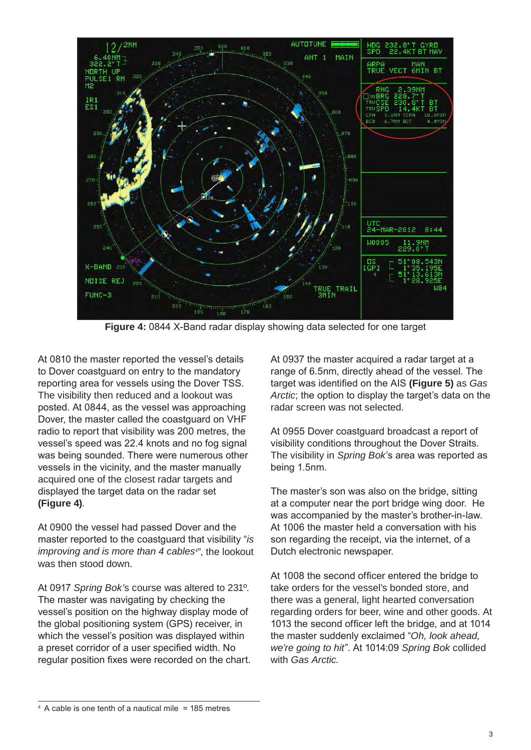**Figure 4:** 0844 X-Band radar display showing data selected for one target

At 0810 the master reported the vessel's details to Dover coastguard on entry to the mandatory reporting area for vessels using the Dover TSS. The visibility then reduced and a lookout was posted. At 0844, as the vessel was approaching Dover, the master called the coastguard on VHF radio to report that visibility was 200 metres, the vessel's speed was 22.4 knots and no fog signal was being sounded. There were numerous other vessels in the vicinity, and the master manually acquired one of the closest radar targets and displayed the target data on the radar set **(Figure 4)**.

At 0900 the vessel had passed Dover and the master reported to the coastguard that visibility "*is improving and is more than 4 cables*[4]", the lookout was then stood down.

At 0917 *Spring Bok*'s course was altered to 231º. The master was navigating by checking the vessel's position on the highway display mode of the global positioning system (GPS) receiver, in which the vessel's position was displayed within a preset corridor of a user specified width. No regular position fixes were recorded on the chart.

At 0937 the master acquired a radar target at a range of 6.5nm, directly ahead of the vessel. The target was identified on the AIS **(Figure 5)** as *Gas Arctic*; the option to display the target's data on the radar screen was not selected.

At 0955 Dover coastguard broadcast a report of visibility conditions throughout the Dover Straits. The visibility in *Spring Bok*'s area was reported as being 1.5nm.

The master's son was also on the bridge, sitting at a computer near the port bridge wing door. He was accompanied by the master's brother-in-law. At 1006 the master held a conversation with his son regarding the receipt, via the internet, of a Dutch electronic newspaper.

At 1008 the second officer entered the bridge to take orders for the vessel's bonded store, and there was a general, light hearted conversation regarding orders for beer, wine and other goods. At 1013 the second officer left the bridge, and at 1014 the master suddenly exclaimed "*Oh, look ahead, we're going to hit*". At 1014:09 *Spring Bok* collided with *Gas Arctic.*

[4] A cable is one tenth of a nautical mile = 185 metres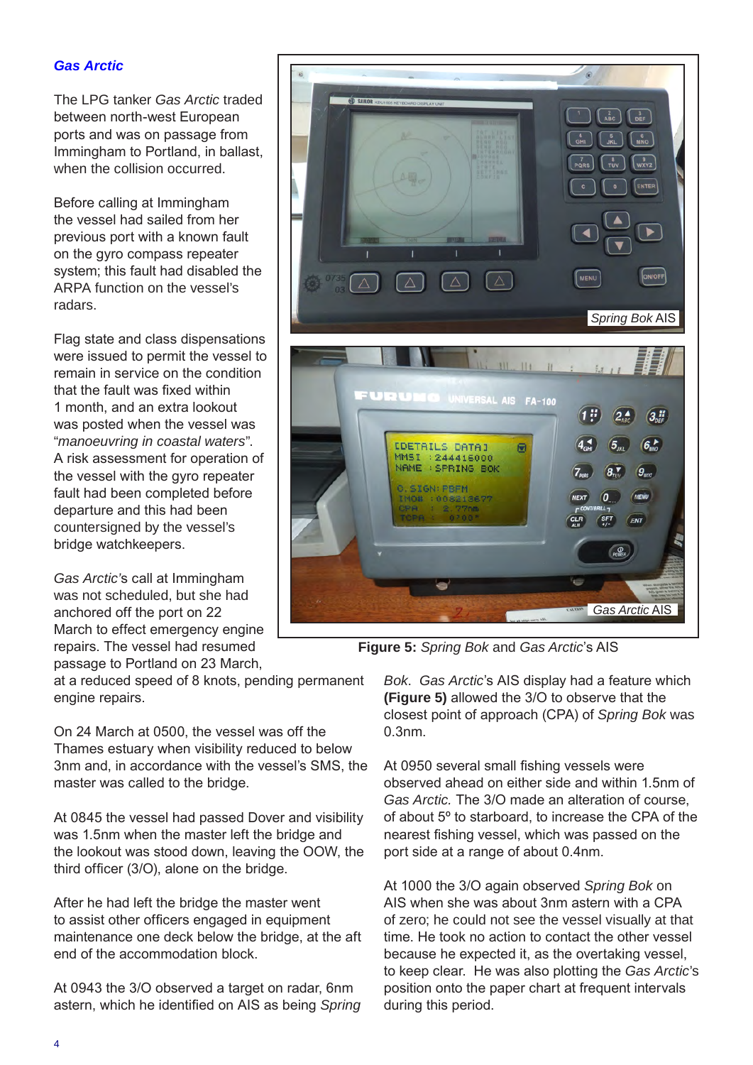### *Gas Arctic*

The LPG tanker *Gas Arctic* traded between north-west European ports and was on passage from Immingham to Portland, in ballast, when the collision occurred.

Before calling at Immingham the vessel had sailed from her previous port with a known fault on the gyro compass repeater system; this fault had disabled the ARPA function on the vessel's radars.

Flag state and class dispensations were issued to permit the vessel to remain in service on the condition that the fault was fixed within 1 month, and an extra lookout was posted when the vessel was "*manoeuvring in coastal waters*". A risk assessment for operation of the vessel with the gyro repeater fault had been completed before departure and this had been countersigned by the vessel's bridge watchkeepers.

*Gas Arctic*'s call at Immingham was not scheduled, but she had anchored off the port on 22 March to effect emergency engine repairs. The vessel had resumed passage to Portland on 23 March, at a reduced speed of 8 knots, pending permanent engine repairs.

On 24 March at 0500, the vessel was off the Thames estuary when visibility reduced to below 3nm and, in accordance with the vessel's SMS, the master was called to the bridge.

At 0845 the vessel had passed Dover and visibility was 1.5nm when the master left the bridge and the lookout was stood down, leaving the OOW, the third officer (3/O), alone on the bridge.

After he had left the bridge the master went to assist other officers engaged in equipment maintenance one deck below the bridge, at the aft end of the accommodation block.

At 0943 the 3/O observed a target on radar, 6nm astern, which he identified on AIS as being *Spring Bok*. *Gas Arctic*'s AIS display had a feature which **(Figure 5)** allowed the 3/O to observe that the closest point of approach (CPA) of *Spring Bok* was 0.3nm.

At 0950 several small fishing vessels were observed ahead on either side and within 1.5nm of *Gas Arctic.* The 3/O made an alteration of course, of about 5º to starboard, to increase the CPA of the nearest fishing vessel, which was passed on the port side at a range of about 0.4nm.

At 1000 the 3/O again observed *Spring Bok* on AIS when she was about 3nm astern with a CPA of zero; he could not see the vessel visually at that time. He took no action to contact the other vessel because he expected it, as the overtaking vessel, to keep clear. He was also plotting the *Gas Arctic*'s position onto the paper chart at frequent intervals during this period.

**Figure 5:** *Spring Bok* and *Gas Arctic*'s AIS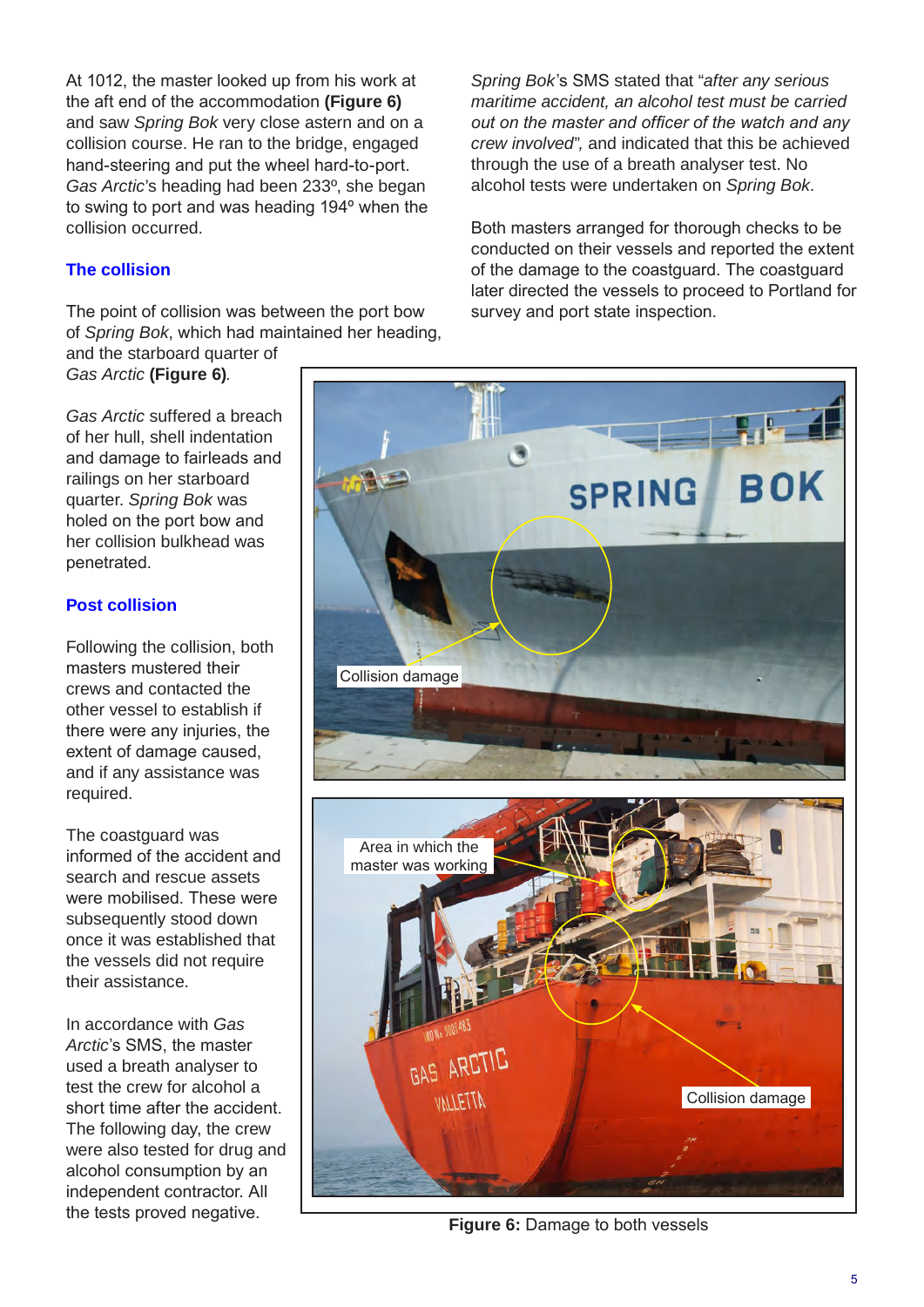At 1012, the master looked up from his work at the aft end of the accommodation **(Figure 6)** and saw *Spring Bok* very close astern and on a collision course. He ran to the bridge, engaged hand-steering and put the wheel hard-to-port. *Gas Arctic*'s heading had been 233º, she began to swing to port and was heading 194º when the collision occurred.

## The collision

The point of collision was between the port bow of *Spring Bok*, which had maintained her heading, and the starboard quarter of *Gas Arctic* **(Figure 6)**.

*Gas Arctic* suffered a breach of her hull, shell indentation and damage to fairleads and railings on her starboard quarter. *Spring Bok* was holed on the port bow and her collision bulkhead was penetrated.

## Post collision

Following the collision, both masters mustered their crews and contacted the other vessel to establish if there were any injuries, the extent of damage caused, and if any assistance was required.

The coastguard was informed of the accident and search and rescue assets were mobilised. These were subsequently stood down once it was established that the vessels did not require their assistance.

In accordance with *Gas Arctic*'s SMS, the master used a breath analyser to test the crew for alcohol a short time after the accident. The following day, the crew were also tested for drug and alcohol consumption by an independent contractor. All the tests proved negative.

*Spring Bok*'s SMS stated that "*after any serious maritime accident, an alcohol test must be carried out on the master and officer of the watch and any crew involved*", and indicated that this be achieved through the use of a breath analyser test. No alcohol tests were undertaken on *Spring Bok*.

Both masters arranged for thorough checks to be conducted on their vessels and reported the extent of the damage to the coastguard. The coastguard later directed the vessels to proceed to Portland for survey and port state inspection.

**Figure 6:** Damage to both vessels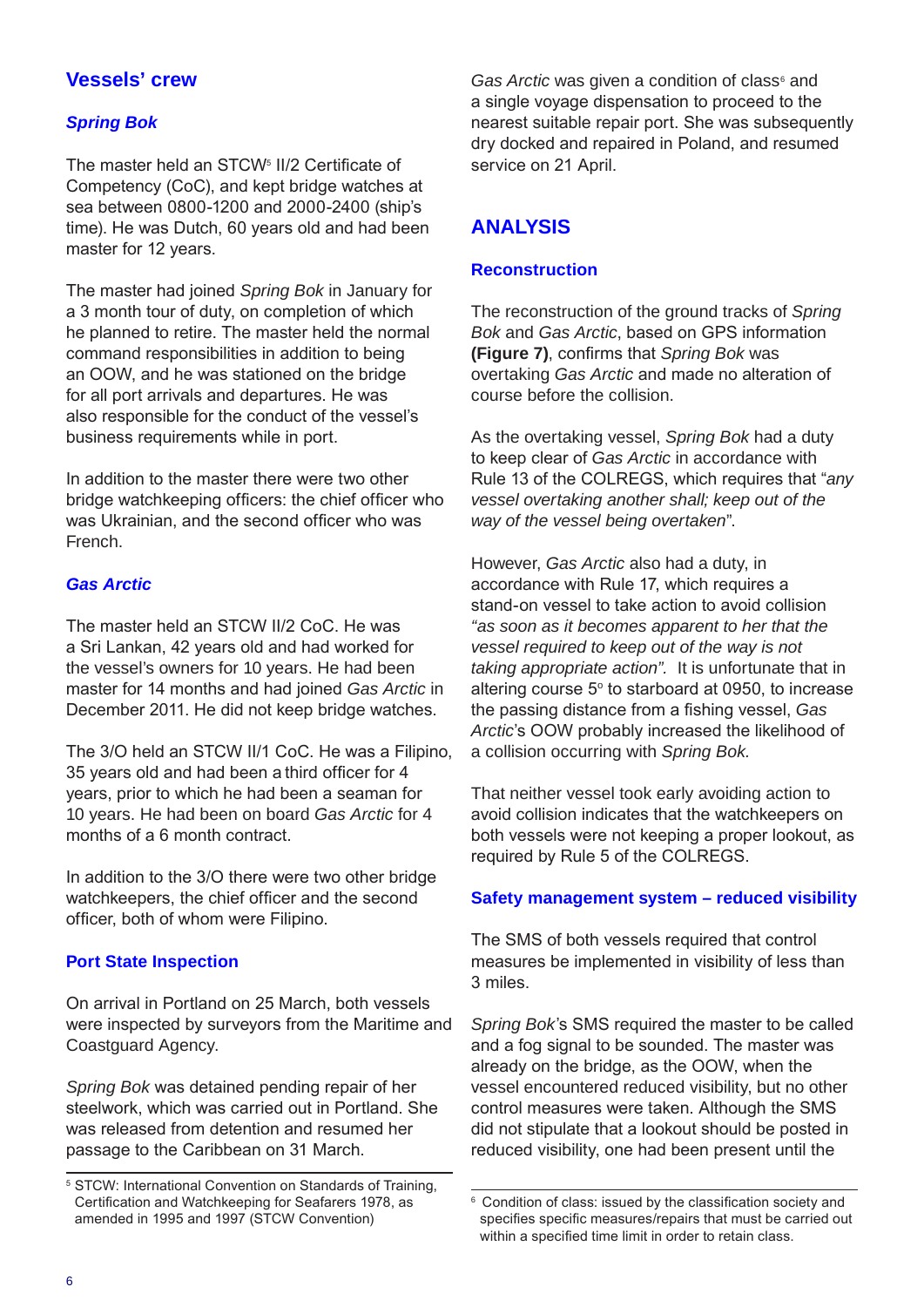## Vessels' crew

### *Spring Bok*

The master held an STCW[5] II/2 Certificate of Competency (CoC), and kept bridge watches at sea between 0800-1200 and 2000-2400 (ship's time). He was Dutch, 60 years old and had been master for 12 years.

The master had joined *Spring Bok* in January for a 3 month tour of duty, on completion of which he planned to retire. The master held the normal command responsibilities in addition to being an OOW, and he was stationed on the bridge for all port arrivals and departures. He was also responsible for the conduct of the vessel's business requirements while in port.

In addition to the master there were two other bridge watchkeeping officers: the chief officer who was Ukrainian, and the second officer who was French.

### *Gas Arctic*

The master held an STCW II/2 CoC. He was a Sri Lankan, 42 years old and had worked for the vessel's owners for 10 years. He had been master for 14 months and had joined *Gas Arctic* in December 2011. He did not keep bridge watches.

The 3/O held an STCW II/1 CoC. He was a Filipino, 35 years old and had been a third officer for 4 years, prior to which he had been a seaman for 10 years. He had been on board *Gas Arctic* for 4 months of a 6 month contract.

In addition to the 3/O there were two other bridge watchkeepers, the chief officer and the second officer, both of whom were Filipino.

### Port State Inspection

On arrival in Portland on 25 March, both vessels were inspected by surveyors from the Maritime and Coastguard Agency.

*Spring Bok* was detained pending repair of her steelwork, which was carried out in Portland. She was released from detention and resumed her passage to the Caribbean on 31 March.

*Gas Arctic* was given a condition of class[6] and a single voyage dispensation to proceed to the nearest suitable repair port. She was subsequently dry docked and repaired in Poland, and resumed service on 21 April.

## ANALYSIS

### Reconstruction

The reconstruction of the ground tracks of *Spring Bok* and *Gas Arctic*, based on GPS information **(Figure 7)**, confirms that *Spring Bok* was overtaking *Gas Arctic* and made no alteration of course before the collision.

As the overtaking vessel, *Spring Bok* had a duty to keep clear of *Gas Arctic* in accordance with Rule 13 of the COLREGS, which requires that "*any vessel overtaking another shall; keep out of the way of the vessel being overtaken*".

However, *Gas Arctic* also had a duty, in accordance with Rule 17, which requires a stand-on vessel to take action to avoid collision *"as soon as it becomes apparent to her that the vessel required to keep out of the way is not taking appropriate action"*. It is unfortunate that in altering course 5° to starboard at 0950, to increase the passing distance from a fishing vessel, *Gas Arctic*'s OOW probably increased the likelihood of a collision occurring with *Spring Bok.*

That neither vessel took early avoiding action to avoid collision indicates that the watchkeepers on both vessels were not keeping a proper lookout, as required by Rule 5 of the COLREGS.

### Safety management system – reduced visibility

The SMS of both vessels required that control measures be implemented in visibility of less than 3 miles.

*Spring Bok*'s SMS required the master to be called and a fog signal to be sounded. The master was already on the bridge, as the OOW, when the vessel encountered reduced visibility, but no other control measures were taken. Although the SMS did not stipulate that a lookout should be posted in reduced visibility, one had been present until the

---

[5] STCW: International Convention on Standards of Training, Certification and Watchkeeping for Seafarers 1978, as amended in 1995 and 1997 (STCW Convention)

[6] Condition of class: issued by the classification society and specifies specific measures/repairs that must be carried out within a specified time limit in order to retain class.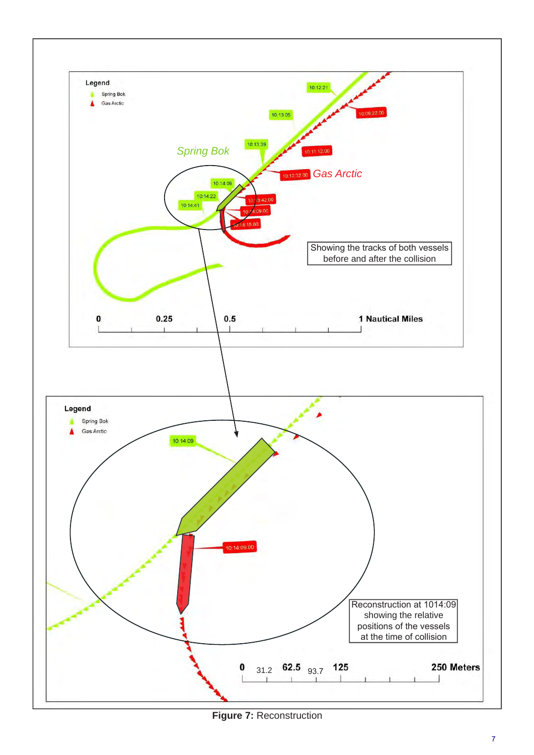Legend

Spring Bok

Gas Arctic

10:12:21

10:13:05

10:09:22.00

10:13:39

Spring Bok

10:11:12.00

10:12:32.00

Gas Arctic

10:14:09

10:14:22

10:14:41

10:13:42.00

10:14:09.00

10:14:15.00

Showing the tracks of both vessels before and after the collision

0 0.25 0.5 1 Nautical Miles

Legend

Spring Bok

Gas Arctic

10:14:09

10:14:09.00

Reconstruction at 1014:09 showing the relative positions of the vessels at the time of collision

0 31.2 62.5 93.7 125 250 Meters

**Figure 7:** Reconstruction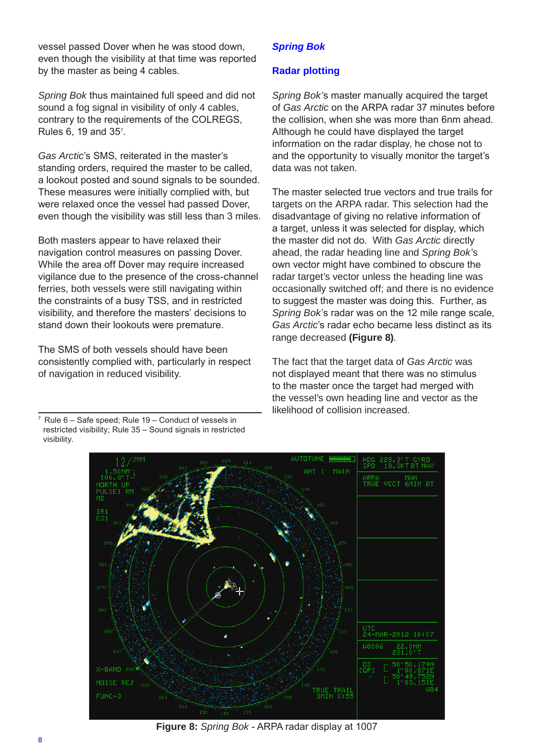vessel passed Dover when he was stood down, even though the visibility at that time was reported by the master as being 4 cables.

*Spring Bok* thus maintained full speed and did not sound a fog signal in visibility of only 4 cables, contrary to the requirements of the COLREGS, Rules 6, 19 and 35[7].

*Gas Arctic*'s SMS, reiterated in the master's standing orders, required the master to be called, a lookout posted and sound signals to be sounded. These measures were initially complied with, but were relaxed once the vessel had passed Dover, even though the visibility was still less than 3 miles.

Both masters appear to have relaxed their navigation control measures on passing Dover. While the area off Dover may require increased vigilance due to the presence of the cross-channel ferries, both vessels were still navigating within the constraints of a busy TSS, and in restricted visibility, and therefore the masters' decisions to stand down their lookouts were premature.

The SMS of both vessels should have been consistently complied with, particularly in respect of navigation in reduced visibility.

[7] Rule 6 – Safe speed; Rule 19 – Conduct of vessels in restricted visibility; Rule 35 – Sound signals in restricted visibility.

### *Spring Bok*

### Radar plotting

*Spring Bok*'s master manually acquired the target of *Gas Arctic* on the ARPA radar 37 minutes before the collision, when she was more than 6nm ahead. Although he could have displayed the target information on the radar display, he chose not to and the opportunity to visually monitor the target's data was not taken.

The master selected true vectors and true trails for targets on the ARPA radar. This selection had the disadvantage of giving no relative information of a target, unless it was selected for display, which the master did not do. With *Gas Arctic* directly ahead, the radar heading line and *Spring Bok*'s own vector might have combined to obscure the radar target's vector unless the heading line was occasionally switched off; and there is no evidence to suggest the master was doing this. Further, as *Spring Bok*'s radar was on the 12 mile range scale, *Gas Arctic*'s radar echo became less distinct as its range decreased **(Figure 8)**.

The fact that the target data of *Gas Arctic* was not displayed meant that there was no stimulus to the master once the target had merged with the vessel's own heading line and vector as the likelihood of collision increased.

**Figure 8:** *Spring Bok* - ARPA radar display at 1007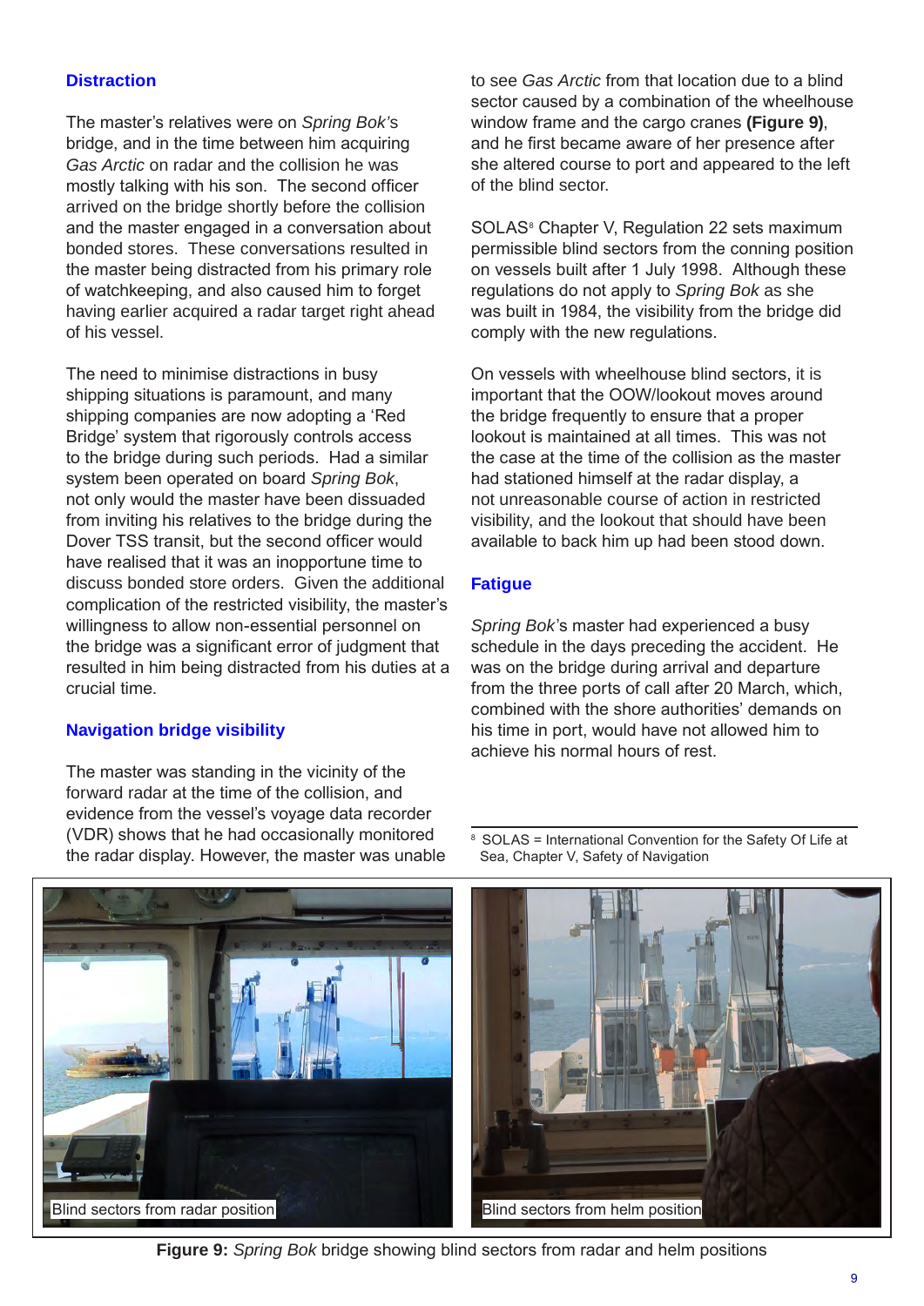## Distraction

The master's relatives were on *Spring Bok*'s bridge, and in the time between him acquiring *Gas Arctic* on radar and the collision he was mostly talking with his son. The second officer arrived on the bridge shortly before the collision and the master engaged in a conversation about bonded stores. These conversations resulted in the master being distracted from his primary role of watchkeeping, and also caused him to forget having earlier acquired a radar target right ahead of his vessel.

The need to minimise distractions in busy shipping situations is paramount, and many shipping companies are now adopting a 'Red Bridge' system that rigorously controls access to the bridge during such periods. Had a similar system been operated on board *Spring Bok*, not only would the master have been dissuaded from inviting his relatives to the bridge during the Dover TSS transit, but the second officer would have realised that it was an inopportune time to discuss bonded store orders. Given the additional complication of the restricted visibility, the master's willingness to allow non-essential personnel on the bridge was a significant error of judgment that resulted in him being distracted from his duties at a crucial time.

## Navigation bridge visibility

The master was standing in the vicinity of the forward radar at the time of the collision, and evidence from the vessel's voyage data recorder (VDR) shows that he had occasionally monitored the radar display. However, the master was unable to see *Gas Arctic* from that location due to a blind sector caused by a combination of the wheelhouse window frame and the cargo cranes **(Figure 9)**, and he first became aware of her presence after she altered course to port and appeared to the left of the blind sector.

SOLAS[8] Chapter V, Regulation 22 sets maximum permissible blind sectors from the conning position on vessels built after 1 July 1998. Although these regulations do not apply to *Spring Bok* as she was built in 1984, the visibility from the bridge did comply with the new regulations.

On vessels with wheelhouse blind sectors, it is important that the OOW/lookout moves around the bridge frequently to ensure that a proper lookout is maintained at all times. This was not the case at the time of the collision as the master had stationed himself at the radar display, a not unreasonable course of action in restricted visibility, and the lookout that should have been available to back him up had been stood down.

## Fatigue

*Spring Bok*'s master had experienced a busy schedule in the days preceding the accident. He was on the bridge during arrival and departure from the three ports of call after 20 March, which, combined with the shore authorities' demands on his time in port, would have not allowed him to achieve his normal hours of rest.

[8] SOLAS = International Convention for the Safety Of Life at Sea, Chapter V, Safety of Navigation

Blind sectors from radar position

Blind sectors from helm position

**Figure 9:** *Spring Bok* bridge showing blind sectors from radar and helm positions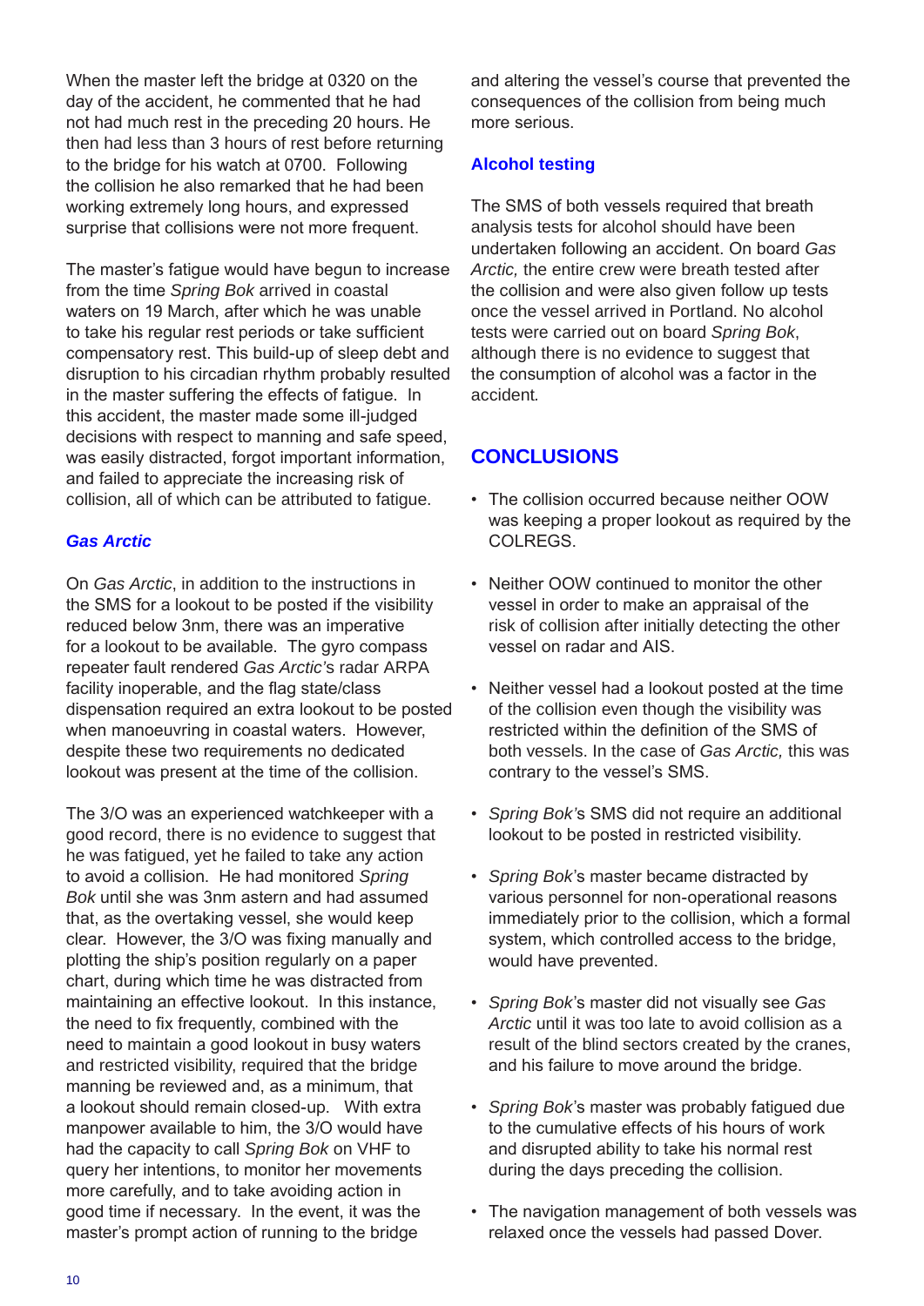When the master left the bridge at 0320 on the day of the accident, he commented that he had not had much rest in the preceding 20 hours. He then had less than 3 hours of rest before returning to the bridge for his watch at 0700. Following the collision he also remarked that he had been working extremely long hours, and expressed surprise that collisions were not more frequent.

The master's fatigue would have begun to increase from the time *Spring Bok* arrived in coastal waters on 19 March, after which he was unable to take his regular rest periods or take sufficient compensatory rest. This build-up of sleep debt and disruption to his circadian rhythm probably resulted in the master suffering the effects of fatigue. In this accident, the master made some ill-judged decisions with respect to manning and safe speed, was easily distracted, forgot important information, and failed to appreciate the increasing risk of collision, all of which can be attributed to fatigue.

### *Gas Arctic*

On *Gas Arctic*, in addition to the instructions in the SMS for a lookout to be posted if the visibility reduced below 3nm, there was an imperative for a lookout to be available. The gyro compass repeater fault rendered *Gas Arctic*'s radar ARPA facility inoperable, and the flag state/class dispensation required an extra lookout to be posted when manoeuvring in coastal waters. However, despite these two requirements no dedicated lookout was present at the time of the collision.

The 3/O was an experienced watchkeeper with a good record, there is no evidence to suggest that he was fatigued, yet he failed to take any action to avoid a collision. He had monitored *Spring Bok* until she was 3nm astern and had assumed that, as the overtaking vessel, she would keep clear. However, the 3/O was fixing manually and plotting the ship's position regularly on a paper chart, during which time he was distracted from maintaining an effective lookout. In this instance, the need to fix frequently, combined with the need to maintain a good lookout in busy waters and restricted visibility, required that the bridge manning be reviewed and, as a minimum, that a lookout should remain closed-up. With extra manpower available to him, the 3/O would have had the capacity to call *Spring Bok* on VHF to query her intentions, to monitor her movements more carefully, and to take avoiding action in good time if necessary. In the event, it was the master's prompt action of running to the bridge and altering the vessel's course that prevented the consequences of the collision from being much more serious.

### Alcohol testing

The SMS of both vessels required that breath analysis tests for alcohol should have been undertaken following an accident. On board *Gas Arctic,* the entire crew were breath tested after the collision and were also given follow up tests once the vessel arrived in Portland. No alcohol tests were carried out on board *Spring Bok*, although there is no evidence to suggest that the consumption of alcohol was a factor in the accident.

## CONCLUSIONS

- The collision occurred because neither OOW was keeping a proper lookout as required by the COLREGS.
- Neither OOW continued to monitor the other vessel in order to make an appraisal of the risk of collision after initially detecting the other vessel on radar and AIS.
- Neither vessel had a lookout posted at the time of the collision even though the visibility was restricted within the definition of the SMS of both vessels. In the case of *Gas Arctic,* this was contrary to the vessel's SMS.
- *Spring Bok*'s SMS did not require an additional lookout to be posted in restricted visibility.
- *Spring Bok*'s master became distracted by various personnel for non-operational reasons immediately prior to the collision, which a formal system, which controlled access to the bridge, would have prevented.
- *Spring Bok*'s master did not visually see *Gas Arctic* until it was too late to avoid collision as a result of the blind sectors created by the cranes, and his failure to move around the bridge.
- *Spring Bok*'s master was probably fatigued due to the cumulative effects of his hours of work and disrupted ability to take his normal rest during the days preceding the collision.
- The navigation management of both vessels was relaxed once the vessels had passed Dover.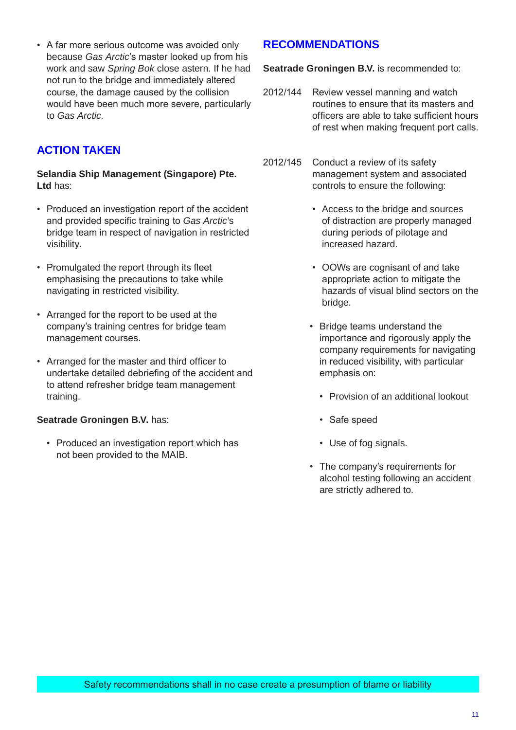- A far more serious outcome was avoided only because *Gas Arctic*'s master looked up from his work and saw *Spring Bok* close astern. If he had not run to the bridge and immediately altered course, the damage caused by the collision would have been much more severe, particularly to *Gas Arctic.*

## ACTION TAKEN

**Selandia Ship Management (Singapore) Pte. Ltd** has:

- Produced an investigation report of the accident and provided specific training to *Gas Arctic*'s bridge team in respect of navigation in restricted visibility.
- Promulgated the report through its fleet emphasising the precautions to take while navigating in restricted visibility.
- Arranged for the report to be used at the company's training centres for bridge team management courses.
- Arranged for the master and third officer to undertake detailed debriefing of the accident and to attend refresher bridge team management training.

**Seatrade Groningen B.V.** has:

- Produced an investigation report which has not been provided to the MAIB.

## RECOMMENDATIONS

**Seatrade Groningen B.V.** is recommended to:

2012/144 Review vessel manning and watch routines to ensure that its masters and officers are able to take sufficient hours of rest when making frequent port calls.

2012/145 Conduct a review of its safety management system and associated controls to ensure the following:

- Access to the bridge and sources of distraction are properly managed during periods of pilotage and increased hazard.
- OOWs are cognisant of and take appropriate action to mitigate the hazards of visual blind sectors on the bridge.
- Bridge teams understand the importance and rigorously apply the company requirements for navigating in reduced visibility, with particular emphasis on:
  - Provision of an additional lookout
  - Safe speed
  - Use of fog signals.
- The company's requirements for alcohol testing following an accident are strictly adhered to.

Safety recommendations shall in no case create a presumption of blame or liability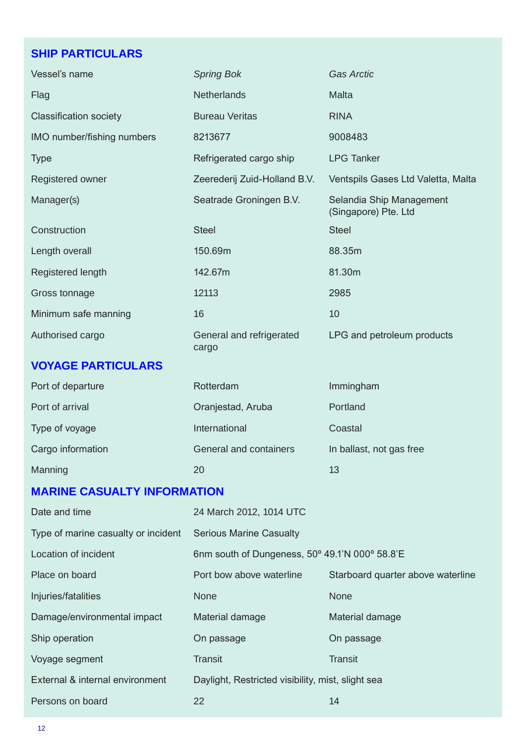## SHIP PARTICULARS

| | | |
|---|---|---|
| Vessel's name | *Spring Bok* | *Gas Arctic* |
| Flag | Netherlands | Malta |
| Classification society | Bureau Veritas | RINA |
| IMO number/fishing numbers | 8213677 | 9008483 |
| Type | Refrigerated cargo ship | LPG Tanker |
| Registered owner | Zeerederij Zuid-Holland B.V. | Ventspils Gases Ltd Valetta, Malta |
| Manager(s) | Seatrade Groningen B.V. | Selandia Ship Management (Singapore) Pte. Ltd |
| Construction | Steel | Steel |
| Length overall | 150.69m | 88.35m |
| Registered length | 142.67m | 81.30m |
| Gross tonnage | 12113 | 2985 |
| Minimum safe manning | 16 | 10 |
| Authorised cargo | General and refrigerated cargo | LPG and petroleum products |

## VOYAGE PARTICULARS

| | | |
|---|---|---|
| Port of departure | Rotterdam | Immingham |
| Port of arrival | Oranjestad, Aruba | Portland |
| Type of voyage | International | Coastal |
| Cargo information | General and containers | In ballast, not gas free |
| Manning | 20 | 13 |

## MARINE CASUALTY INFORMATION

| | | |
|---|---|---|
| Date and time | 24 March 2012, 1014 UTC | |
| Type of marine casualty or incident | Serious Marine Casualty | |
| Location of incident | 6nm south of Dungeness, 50º 49.1'N 000º 58.8'E | |
| Place on board | Port bow above waterline | Starboard quarter above waterline |
| Injuries/fatalities | None | None |
| Damage/environmental impact | Material damage | Material damage |
| Ship operation | On passage | On passage |
| Voyage segment | Transit | Transit |
| External & internal environment | Daylight, Restricted visibility, mist, slight sea | |
| Persons on board | 22 | 14 |